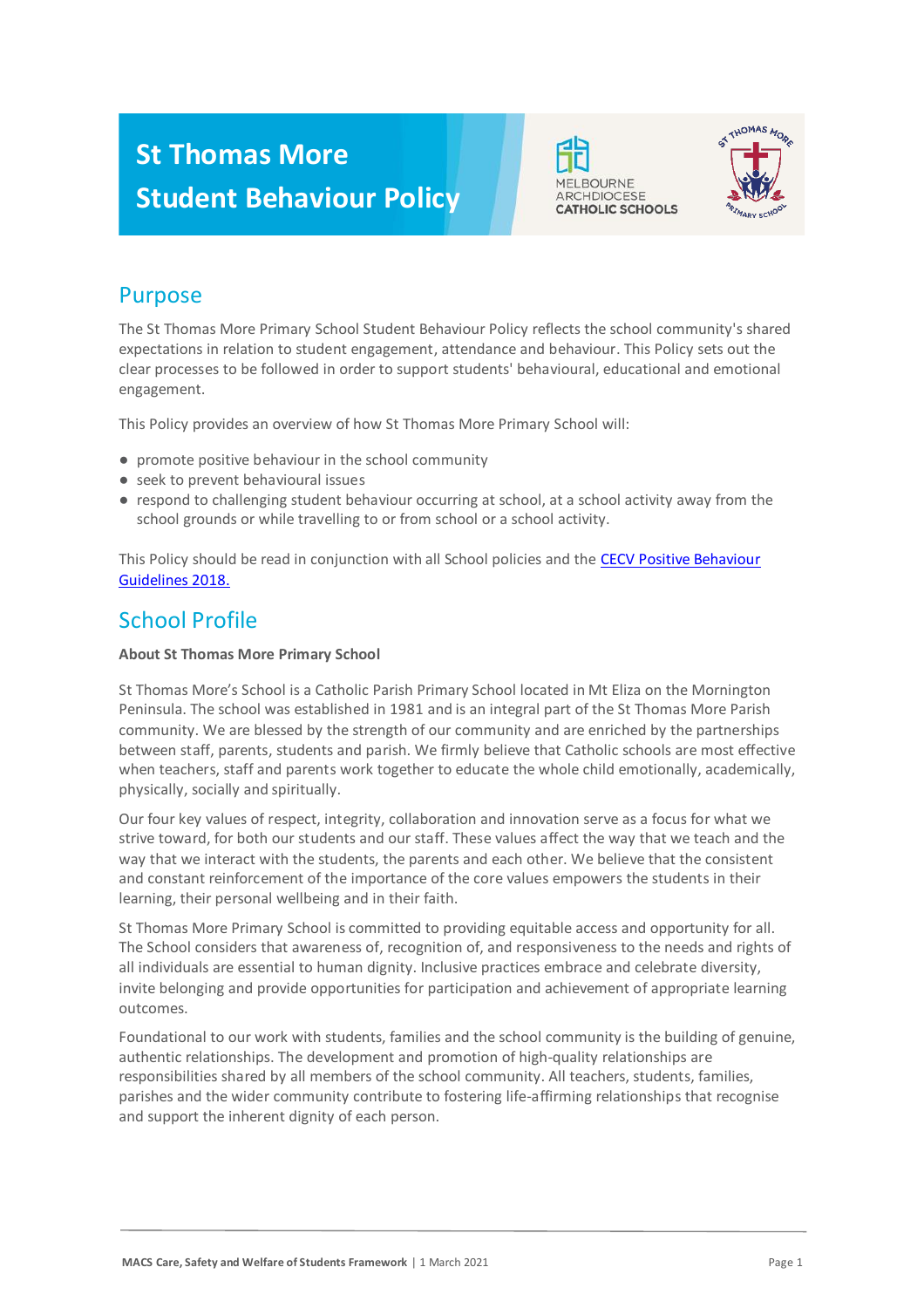# St Thomas More Student Behaviour Policy

## Purpose

The St Thomas More Primary School Student Behaviour Policy reflects the school community's shared expectations in relation to student engagement, attendance and behaviour. This Policy sets out the clear processes to be followed in order to support students' behavioural, educational and emotional engagement.

This Policy provides an overview of how St Thomas More Primary School will:

- promote positive behaviour in the school community
- seek to prevent behavioural issues
- respond to challenging student behaviour occurring at school, at a school activity away from the school grounds or while travelling to or from school or a school activity.

This Policy should be read in conjunction with all School policies and the [CECV Positive Behaviour Guidelines 2018.]

## School Profile

**About St Thomas More Primary School**

St Thomas More's School is a Catholic Parish Primary School located in Mt Eliza on the Mornington Peninsula. The school was established in 1981 and is an integral part of the St Thomas More Parish community. We are blessed by the strength of our community and are enriched by the partnerships between staff, parents, students and parish. We firmly believe that Catholic schools are most effective when teachers, staff and parents work together to educate the whole child emotionally, academically, physically, socially and spiritually.

Our four key values of respect, integrity, collaboration and innovation serve as a focus for what we strive toward, for both our students and our staff. These values affect the way that we teach and the way that we interact with the students, the parents and each other. We believe that the consistent and constant reinforcement of the importance of the core values empowers the students in their learning, their personal wellbeing and in their faith.

St Thomas More Primary School is committed to providing equitable access and opportunity for all. The School considers that awareness of, recognition of, and responsiveness to the needs and rights of all individuals are essential to human dignity. Inclusive practices embrace and celebrate diversity, invite belonging and provide opportunities for participation and achievement of appropriate learning outcomes.

Foundational to our work with students, families and the school community is the building of genuine, authentic relationships. The development and promotion of high-quality relationships are responsibilities shared by all members of the school community. All teachers, students, families, parishes and the wider community contribute to fostering life-affirming relationships that recognise and support the inherent dignity of each person.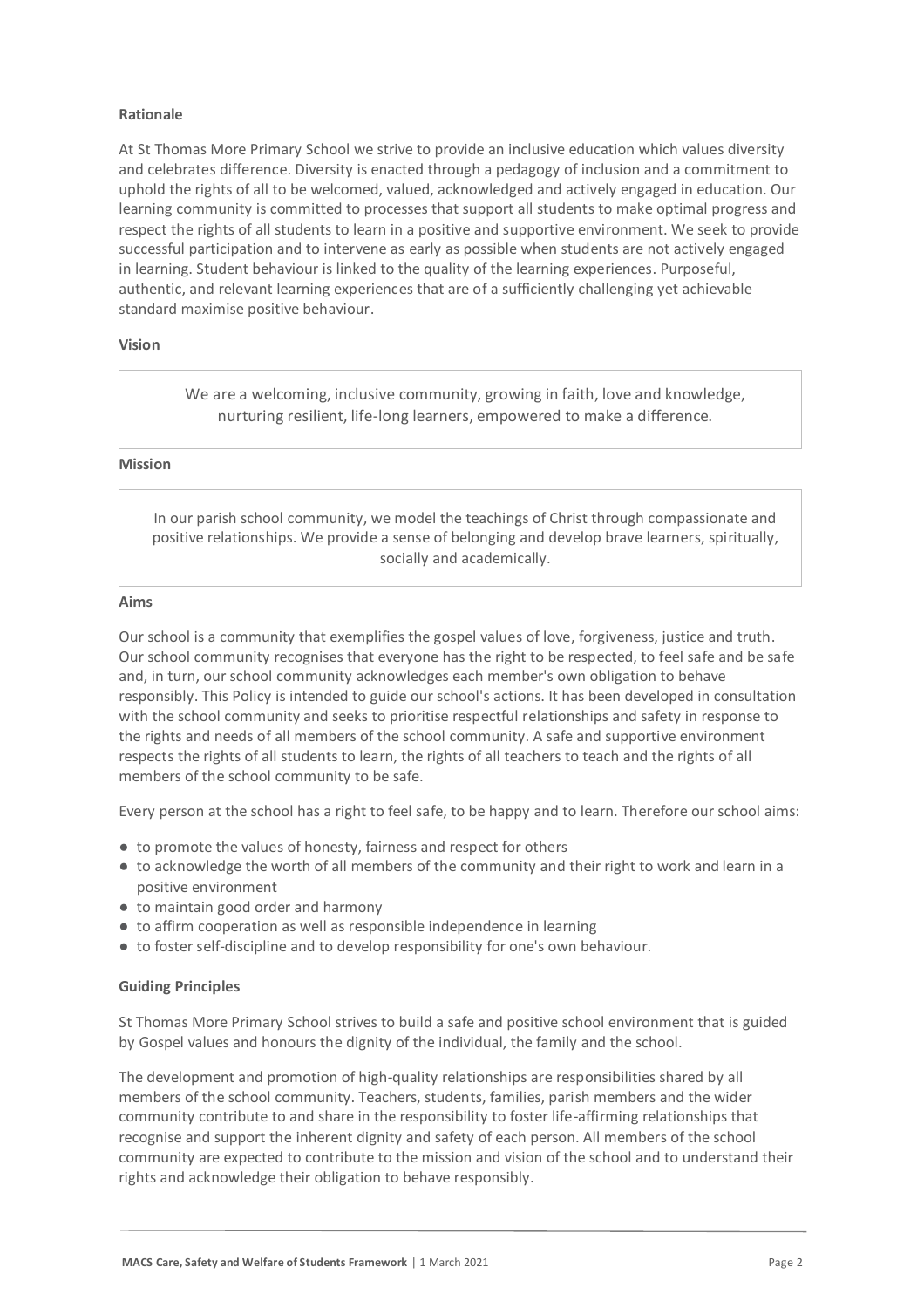**Rationale**

At St Thomas More Primary School we strive to provide an inclusive education which values diversity and celebrates difference. Diversity is enacted through a pedagogy of inclusion and a commitment to uphold the rights of all to be welcomed, valued, acknowledged and actively engaged in education. Our learning community is committed to processes that support all students to make optimal progress and respect the rights of all students to learn in a positive and supportive environment. We seek to provide successful participation and to intervene as early as possible when students are not actively engaged in learning. Student behaviour is linked to the quality of the learning experiences. Purposeful, authentic, and relevant learning experiences that are of a sufficiently challenging yet achievable standard maximise positive behaviour.

**Vision**

> We are a welcoming, inclusive community, growing in faith, love and knowledge, nurturing resilient, life-long learners, empowered to make a difference.

**Mission**

> In our parish school community, we model the teachings of Christ through compassionate and positive relationships. We provide a sense of belonging and develop brave learners, spiritually, socially and academically.

**Aims**

Our school is a community that exemplifies the gospel values of love, forgiveness, justice and truth. Our school community recognises that everyone has the right to be respected, to feel safe and be safe and, in turn, our school community acknowledges each member's own obligation to behave responsibly. This Policy is intended to guide our school's actions. It has been developed in consultation with the school community and seeks to prioritise respectful relationships and safety in response to the rights and needs of all members of the school community. A safe and supportive environment respects the rights of all students to learn, the rights of all teachers to teach and the rights of all members of the school community to be safe.

Every person at the school has a right to feel safe, to be happy and to learn. Therefore our school aims:

- to promote the values of honesty, fairness and respect for others
- to acknowledge the worth of all members of the community and their right to work and learn in a positive environment
- to maintain good order and harmony
- to affirm cooperation as well as responsible independence in learning
- to foster self-discipline and to develop responsibility for one's own behaviour.

**Guiding Principles**

St Thomas More Primary School strives to build a safe and positive school environment that is guided by Gospel values and honours the dignity of the individual, the family and the school.

The development and promotion of high-quality relationships are responsibilities shared by all members of the school community. Teachers, students, families, parish members and the wider community contribute to and share in the responsibility to foster life-affirming relationships that recognise and support the inherent dignity and safety of each person. All members of the school community are expected to contribute to the mission and vision of the school and to understand their rights and acknowledge their obligation to behave responsibly.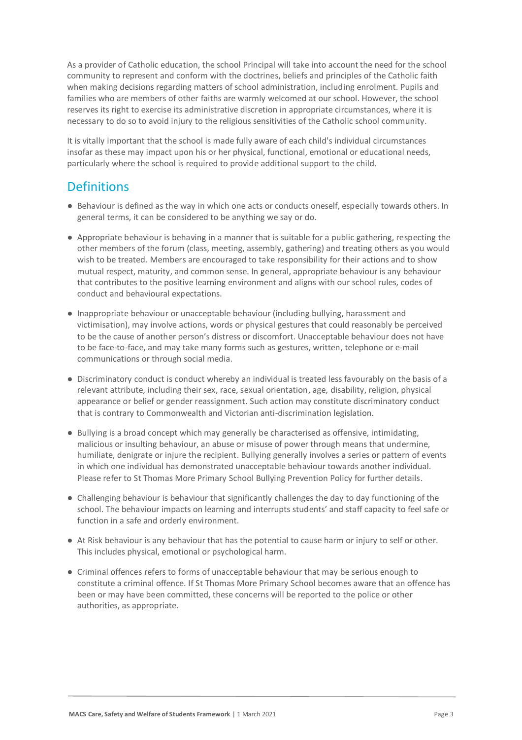As a provider of Catholic education, the school Principal will take into account the need for the school community to represent and conform with the doctrines, beliefs and principles of the Catholic faith when making decisions regarding matters of school administration, including enrolment. Pupils and families who are members of other faiths are warmly welcomed at our school. However, the school reserves its right to exercise its administrative discretion in appropriate circumstances, where it is necessary to do so to avoid injury to the religious sensitivities of the Catholic school community.

It is vitally important that the school is made fully aware of each child's individual circumstances insofar as these may impact upon his or her physical, functional, emotional or educational needs, particularly where the school is required to provide additional support to the child.

## Definitions

- Behaviour is defined as the way in which one acts or conducts oneself, especially towards others. In general terms, it can be considered to be anything we say or do.
- Appropriate behaviour is behaving in a manner that is suitable for a public gathering, respecting the other members of the forum (class, meeting, assembly, gathering) and treating others as you would wish to be treated. Members are encouraged to take responsibility for their actions and to show mutual respect, maturity, and common sense. In general, appropriate behaviour is any behaviour that contributes to the positive learning environment and aligns with our school rules, codes of conduct and behavioural expectations.
- Inappropriate behaviour or unacceptable behaviour (including bullying, harassment and victimisation), may involve actions, words or physical gestures that could reasonably be perceived to be the cause of another person's distress or discomfort. Unacceptable behaviour does not have to be face-to-face, and may take many forms such as gestures, written, telephone or e-mail communications or through social media.
- Discriminatory conduct is conduct whereby an individual is treated less favourably on the basis of a relevant attribute, including their sex, race, sexual orientation, age, disability, religion, physical appearance or belief or gender reassignment. Such action may constitute discriminatory conduct that is contrary to Commonwealth and Victorian anti-discrimination legislation.
- Bullying is a broad concept which may generally be characterised as offensive, intimidating, malicious or insulting behaviour, an abuse or misuse of power through means that undermine, humiliate, denigrate or injure the recipient. Bullying generally involves a series or pattern of events in which one individual has demonstrated unacceptable behaviour towards another individual. Please refer to St Thomas More Primary School Bullying Prevention Policy for further details.
- Challenging behaviour is behaviour that significantly challenges the day to day functioning of the school. The behaviour impacts on learning and interrupts students' and staff capacity to feel safe or function in a safe and orderly environment.
- At Risk behaviour is any behaviour that has the potential to cause harm or injury to self or other. This includes physical, emotional or psychological harm.
- Criminal offences refers to forms of unacceptable behaviour that may be serious enough to constitute a criminal offence. If St Thomas More Primary School becomes aware that an offence has been or may have been committed, these concerns will be reported to the police or other authorities, as appropriate.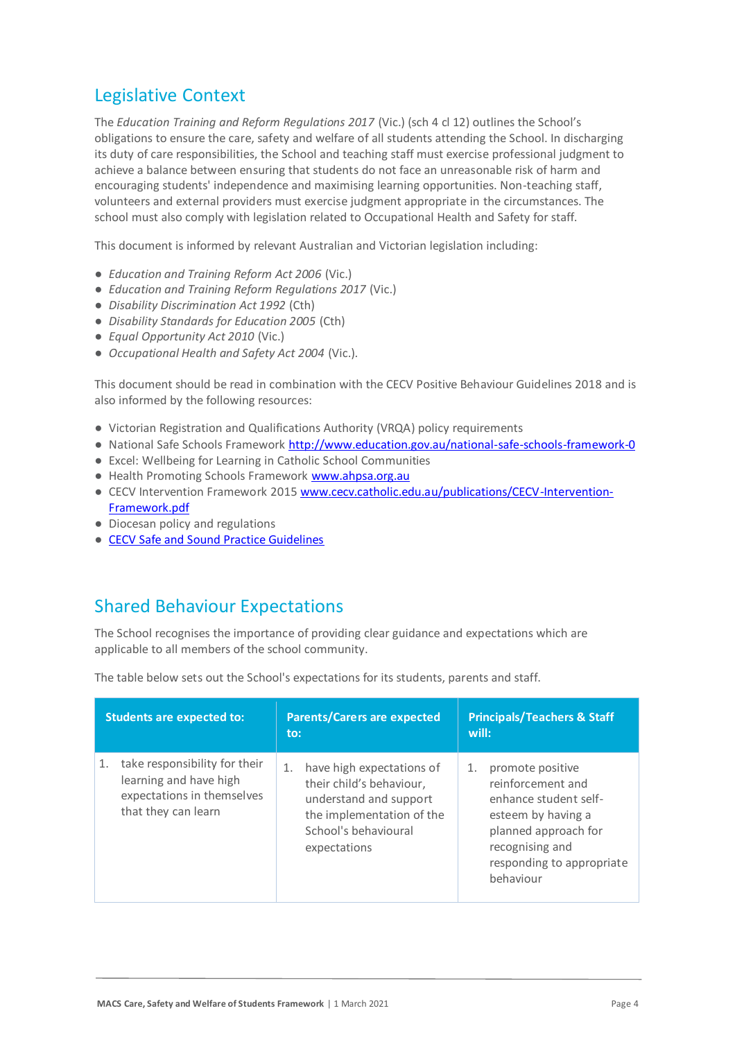## Legislative Context

The *Education Training and Reform Regulations 2017* (Vic.) (sch 4 cl 12) outlines the School's obligations to ensure the care, safety and welfare of all students attending the School. In discharging its duty of care responsibilities, the School and teaching staff must exercise professional judgment to achieve a balance between ensuring that students do not face an unreasonable risk of harm and encouraging students' independence and maximising learning opportunities. Non-teaching staff, volunteers and external providers must exercise judgment appropriate in the circumstances. The school must also comply with legislation related to Occupational Health and Safety for staff.

This document is informed by relevant Australian and Victorian legislation including:

- *Education and Training Reform Act 2006* (Vic.)
- *Education and Training Reform Regulations 2017* (Vic.)
- *Disability Discrimination Act 1992* (Cth)
- *Disability Standards for Education 2005* (Cth)
- *Equal Opportunity Act 2010* (Vic.)
- *Occupational Health and Safety Act 2004* (Vic.).

This document should be read in combination with the CECV Positive Behaviour Guidelines 2018 and is also informed by the following resources:

- Victorian Registration and Qualifications Authority (VRQA) policy requirements
- National Safe Schools Framework http://www.education.gov.au/national-safe-schools-framework-0
- Excel: Wellbeing for Learning in Catholic School Communities
- Health Promoting Schools Framework www.ahpsa.org.au
- CECV Intervention Framework 2015 www.cecv.catholic.edu.au/publications/CECV-Intervention-Framework.pdf
- Diocesan policy and regulations
- CECV Safe and Sound Practice Guidelines

## Shared Behaviour Expectations

The School recognises the importance of providing clear guidance and expectations which are applicable to all members of the school community.

The table below sets out the School's expectations for its students, parents and staff.

| Students are expected to: | Parents/Carers are expected to: | Principals/Teachers & Staff will: |
|---|---|---|
| 1. take responsibility for their learning and have high expectations in themselves that they can learn | 1. have high expectations of their child's behaviour, understand and support the implementation of the School's behavioural expectations | 1. promote positive reinforcement and enhance student self-esteem by having a planned approach for recognising and responding to appropriate behaviour |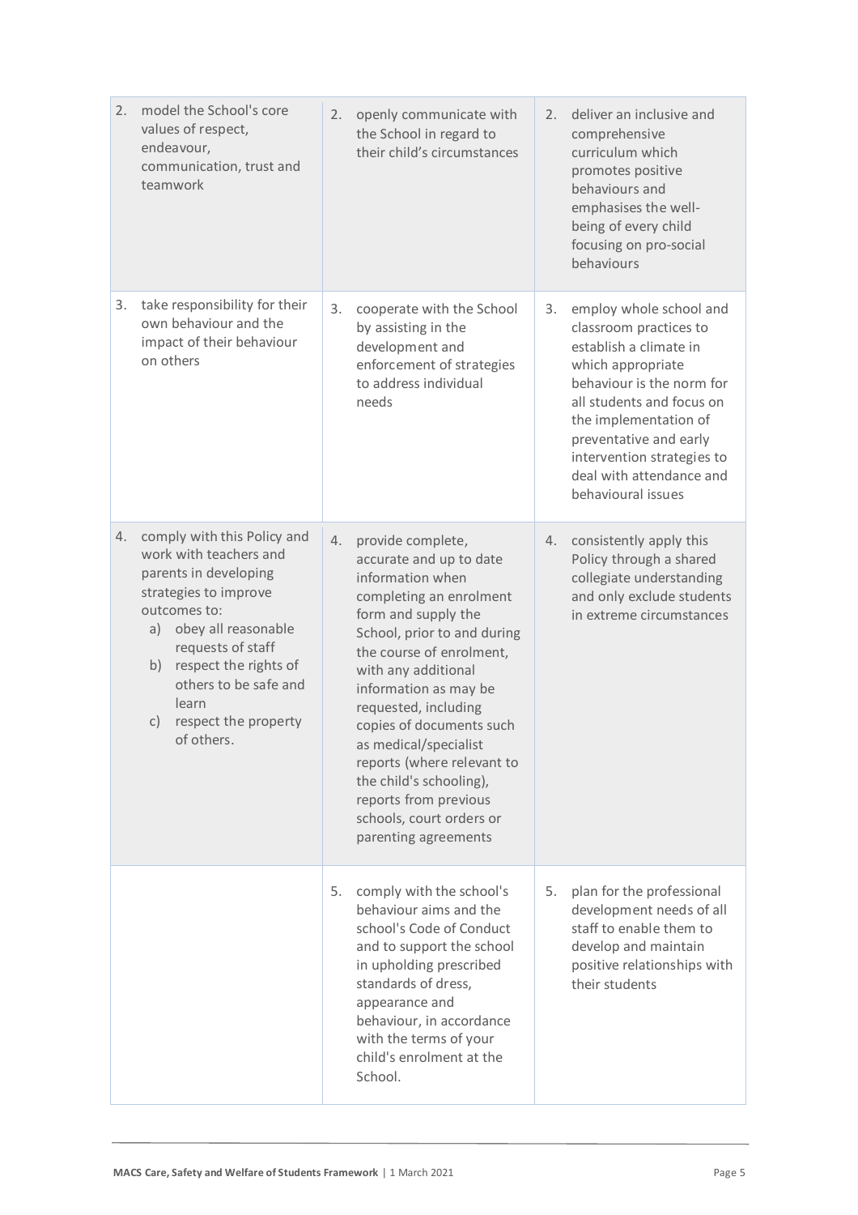| | | |
|---|---|---|
| 2. model the School's core values of respect, endeavour, communication, trust and teamwork | 2. openly communicate with the School in regard to their child's circumstances | 2. deliver an inclusive and comprehensive curriculum which promotes positive behaviours and emphasises the well-being of every child focusing on pro-social behaviours |
| 3. take responsibility for their own behaviour and the impact of their behaviour on others | 3. cooperate with the School by assisting in the development and enforcement of strategies to address individual needs | 3. employ whole school and classroom practices to establish a climate in which appropriate behaviour is the norm for all students and focus on the implementation of preventative and early intervention strategies to deal with attendance and behavioural issues |
| 4. comply with this Policy and work with teachers and parents in developing strategies to improve outcomes to: a) obey all reasonable requests of staff b) respect the rights of others to be safe and learn c) respect the property of others. | 4. provide complete, accurate and up to date information when completing an enrolment form and supply the School, prior to and during the course of enrolment, with any additional information as may be requested, including copies of documents such as medical/specialist reports (where relevant to the child's schooling), reports from previous schools, court orders or parenting agreements | 4. consistently apply this Policy through a shared collegiate understanding and only exclude students in extreme circumstances |
| | 5. comply with the school's behaviour aims and the school's Code of Conduct and to support the school in upholding prescribed standards of dress, appearance and behaviour, in accordance with the terms of your child's enrolment at the School. | 5. plan for the professional development needs of all staff to enable them to develop and maintain positive relationships with their students |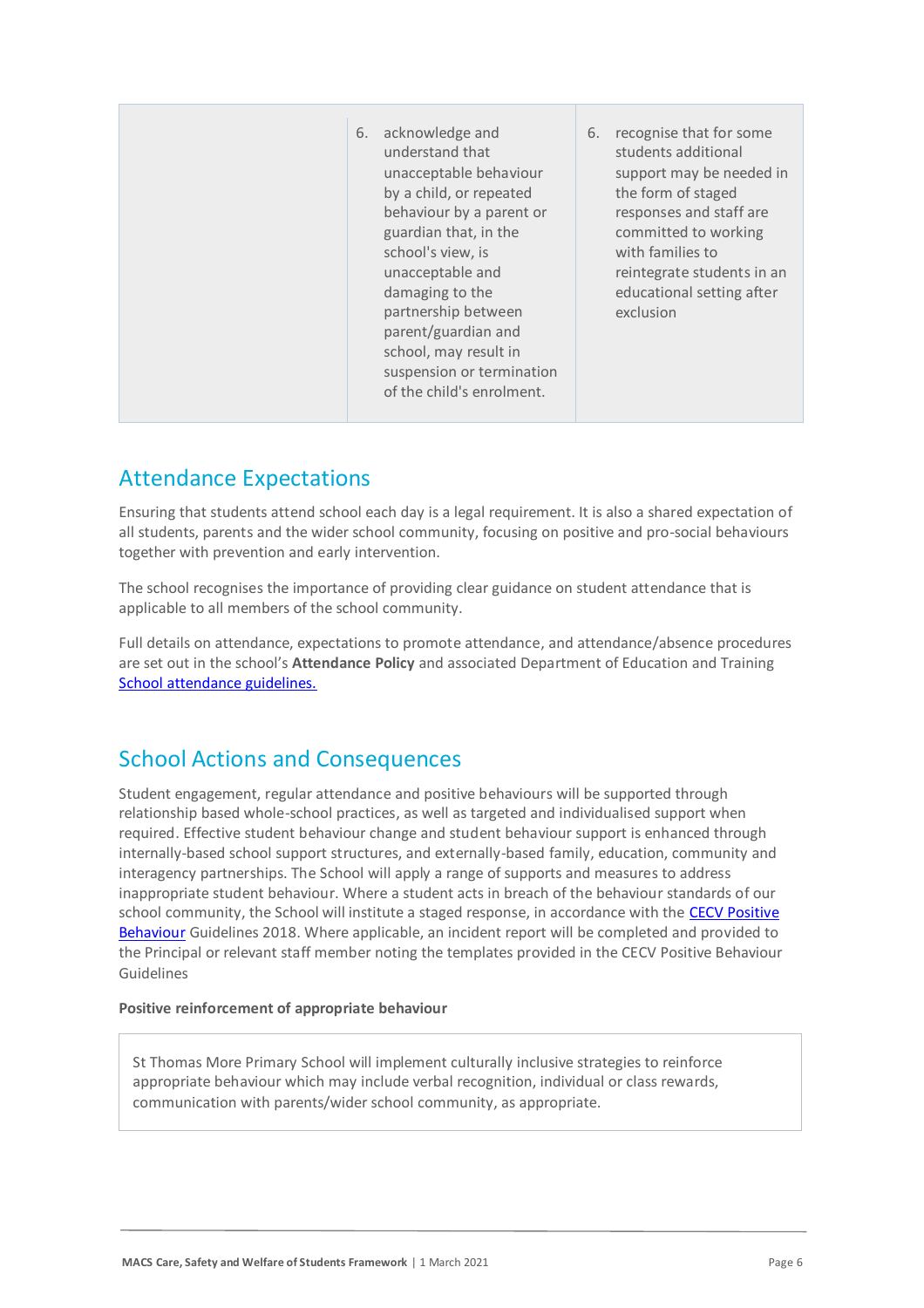| | | |
|---|---|---|
| | 6. acknowledge and understand that unacceptable behaviour by a child, or repeated behaviour by a parent or guardian that, in the school's view, is unacceptable and damaging to the partnership between parent/guardian and school, may result in suspension or termination of the child's enrolment. | 6. recognise that for some students additional support may be needed in the form of staged responses and staff are committed to working with families to reintegrate students in an educational setting after exclusion |

## Attendance Expectations

Ensuring that students attend school each day is a legal requirement. It is also a shared expectation of all students, parents and the wider school community, focusing on positive and pro-social behaviours together with prevention and early intervention.

The school recognises the importance of providing clear guidance on student attendance that is applicable to all members of the school community.

Full details on attendance, expectations to promote attendance, and attendance/absence procedures are set out in the school's **Attendance Policy** and associated Department of Education and Training School attendance guidelines.

## School Actions and Consequences

Student engagement, regular attendance and positive behaviours will be supported through relationship based whole-school practices, as well as targeted and individualised support when required. Effective student behaviour change and student behaviour support is enhanced through internally-based school support structures, and externally-based family, education, community and interagency partnerships. The School will apply a range of supports and measures to address inappropriate student behaviour. Where a student acts in breach of the behaviour standards of our school community, the School will institute a staged response, in accordance with the CECV Positive Behaviour Guidelines 2018. Where applicable, an incident report will be completed and provided to the Principal or relevant staff member noting the templates provided in the CECV Positive Behaviour Guidelines

**Positive reinforcement of appropriate behaviour**

St Thomas More Primary School will implement culturally inclusive strategies to reinforce appropriate behaviour which may include verbal recognition, individual or class rewards, communication with parents/wider school community, as appropriate.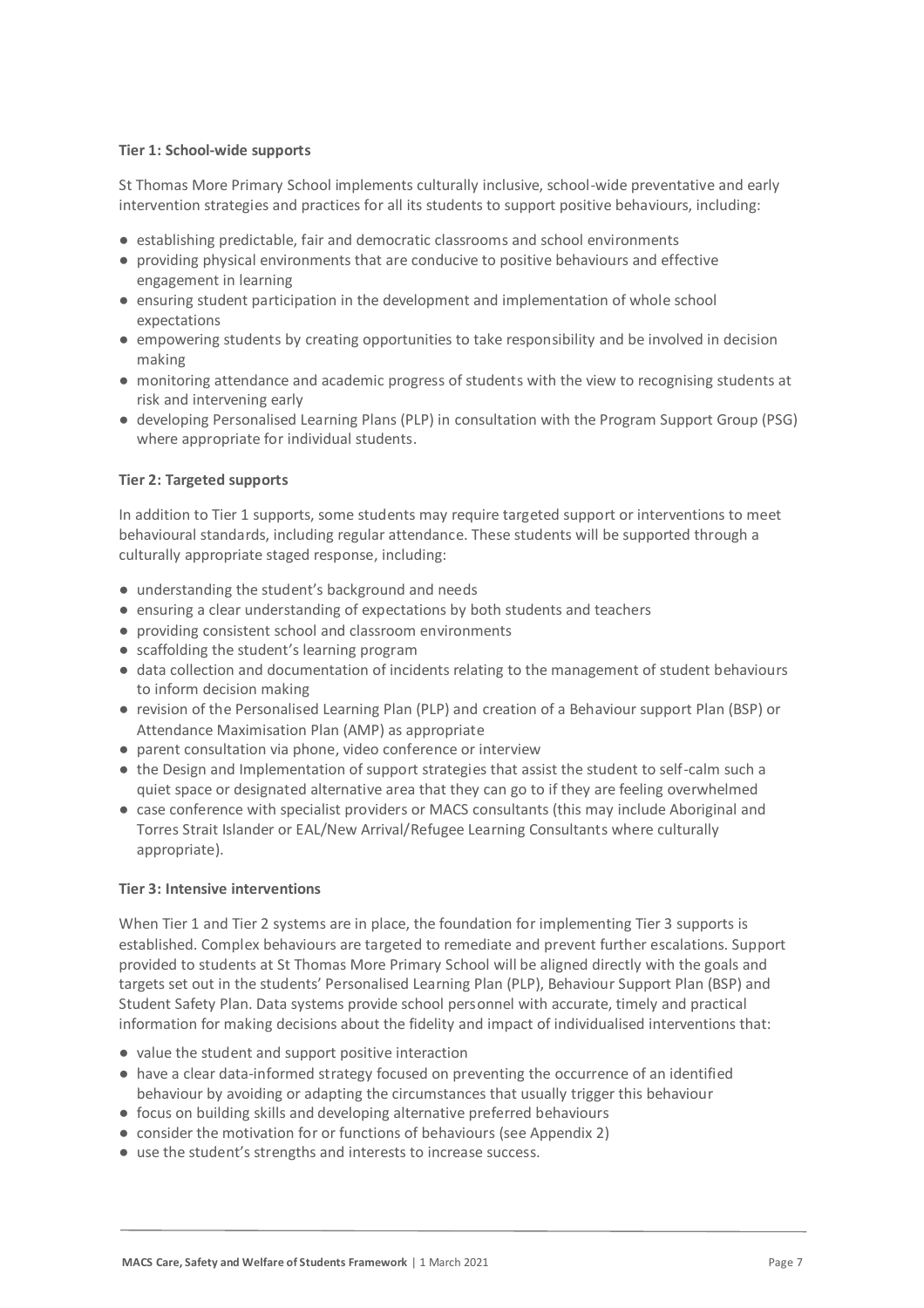**Tier 1: School-wide supports**

St Thomas More Primary School implements culturally inclusive, school-wide preventative and early intervention strategies and practices for all its students to support positive behaviours, including:

- establishing predictable, fair and democratic classrooms and school environments
- providing physical environments that are conducive to positive behaviours and effective engagement in learning
- ensuring student participation in the development and implementation of whole school expectations
- empowering students by creating opportunities to take responsibility and be involved in decision making
- monitoring attendance and academic progress of students with the view to recognising students at risk and intervening early
- developing Personalised Learning Plans (PLP) in consultation with the Program Support Group (PSG) where appropriate for individual students.

**Tier 2: Targeted supports**

In addition to Tier 1 supports, some students may require targeted support or interventions to meet behavioural standards, including regular attendance. These students will be supported through a culturally appropriate staged response, including:

- understanding the student's background and needs
- ensuring a clear understanding of expectations by both students and teachers
- providing consistent school and classroom environments
- scaffolding the student's learning program
- data collection and documentation of incidents relating to the management of student behaviours to inform decision making
- revision of the Personalised Learning Plan (PLP) and creation of a Behaviour support Plan (BSP) or Attendance Maximisation Plan (AMP) as appropriate
- parent consultation via phone, video conference or interview
- the Design and Implementation of support strategies that assist the student to self-calm such a quiet space or designated alternative area that they can go to if they are feeling overwhelmed
- case conference with specialist providers or MACS consultants (this may include Aboriginal and Torres Strait Islander or EAL/New Arrival/Refugee Learning Consultants where culturally appropriate).

**Tier 3: Intensive interventions**

When Tier 1 and Tier 2 systems are in place, the foundation for implementing Tier 3 supports is established. Complex behaviours are targeted to remediate and prevent further escalations. Support provided to students at St Thomas More Primary School will be aligned directly with the goals and targets set out in the students' Personalised Learning Plan (PLP), Behaviour Support Plan (BSP) and Student Safety Plan. Data systems provide school personnel with accurate, timely and practical information for making decisions about the fidelity and impact of individualised interventions that:

- value the student and support positive interaction
- have a clear data-informed strategy focused on preventing the occurrence of an identified behaviour by avoiding or adapting the circumstances that usually trigger this behaviour
- focus on building skills and developing alternative preferred behaviours
- consider the motivation for or functions of behaviours (see Appendix 2)
- use the student's strengths and interests to increase success.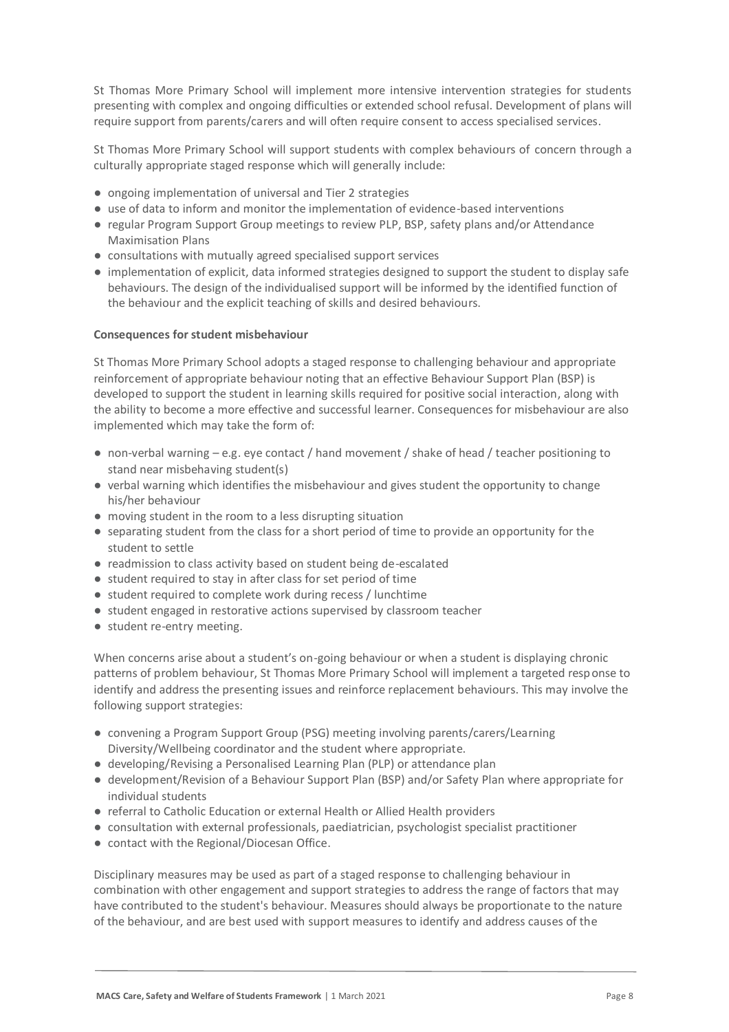St Thomas More Primary School will implement more intensive intervention strategies for students presenting with complex and ongoing difficulties or extended school refusal. Development of plans will require support from parents/carers and will often require consent to access specialised services.

St Thomas More Primary School will support students with complex behaviours of concern through a culturally appropriate staged response which will generally include:

- ongoing implementation of universal and Tier 2 strategies
- use of data to inform and monitor the implementation of evidence-based interventions
- regular Program Support Group meetings to review PLP, BSP, safety plans and/or Attendance Maximisation Plans
- consultations with mutually agreed specialised support services
- implementation of explicit, data informed strategies designed to support the student to display safe behaviours. The design of the individualised support will be informed by the identified function of the behaviour and the explicit teaching of skills and desired behaviours.

**Consequences for student misbehaviour**

St Thomas More Primary School adopts a staged response to challenging behaviour and appropriate reinforcement of appropriate behaviour noting that an effective Behaviour Support Plan (BSP) is developed to support the student in learning skills required for positive social interaction, along with the ability to become a more effective and successful learner. Consequences for misbehaviour are also implemented which may take the form of:

- non-verbal warning – e.g. eye contact / hand movement / shake of head / teacher positioning to stand near misbehaving student(s)
- verbal warning which identifies the misbehaviour and gives student the opportunity to change his/her behaviour
- moving student in the room to a less disrupting situation
- separating student from the class for a short period of time to provide an opportunity for the student to settle
- readmission to class activity based on student being de-escalated
- student required to stay in after class for set period of time
- student required to complete work during recess / lunchtime
- student engaged in restorative actions supervised by classroom teacher
- student re-entry meeting.

When concerns arise about a student's on-going behaviour or when a student is displaying chronic patterns of problem behaviour, St Thomas More Primary School will implement a targeted response to identify and address the presenting issues and reinforce replacement behaviours. This may involve the following support strategies:

- convening a Program Support Group (PSG) meeting involving parents/carers/Learning Diversity/Wellbeing coordinator and the student where appropriate.
- developing/Revising a Personalised Learning Plan (PLP) or attendance plan
- development/Revision of a Behaviour Support Plan (BSP) and/or Safety Plan where appropriate for individual students
- referral to Catholic Education or external Health or Allied Health providers
- consultation with external professionals, paediatrician, psychologist specialist practitioner
- contact with the Regional/Diocesan Office.

Disciplinary measures may be used as part of a staged response to challenging behaviour in combination with other engagement and support strategies to address the range of factors that may have contributed to the student's behaviour. Measures should always be proportionate to the nature of the behaviour, and are best used with support measures to identify and address causes of the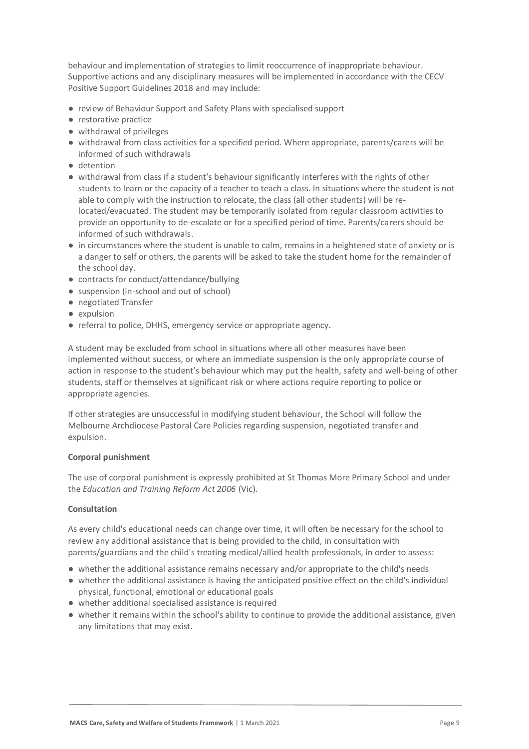behaviour and implementation of strategies to limit reoccurrence of inappropriate behaviour. Supportive actions and any disciplinary measures will be implemented in accordance with the CECV Positive Support Guidelines 2018 and may include:

- review of Behaviour Support and Safety Plans with specialised support
- restorative practice
- withdrawal of privileges
- withdrawal from class activities for a specified period. Where appropriate, parents/carers will be informed of such withdrawals
- detention
- withdrawal from class if a student's behaviour significantly interferes with the rights of other students to learn or the capacity of a teacher to teach a class. In situations where the student is not able to comply with the instruction to relocate, the class (all other students) will be re-located/evacuated. The student may be temporarily isolated from regular classroom activities to provide an opportunity to de-escalate or for a specified period of time. Parents/carers should be informed of such withdrawals.
- in circumstances where the student is unable to calm, remains in a heightened state of anxiety or is a danger to self or others, the parents will be asked to take the student home for the remainder of the school day.
- contracts for conduct/attendance/bullying
- suspension (in-school and out of school)
- negotiated Transfer
- expulsion
- referral to police, DHHS, emergency service or appropriate agency.

A student may be excluded from school in situations where all other measures have been implemented without success, or where an immediate suspension is the only appropriate course of action in response to the student's behaviour which may put the health, safety and well-being of other students, staff or themselves at significant risk or where actions require reporting to police or appropriate agencies.

If other strategies are unsuccessful in modifying student behaviour, the School will follow the Melbourne Archdiocese Pastoral Care Policies regarding suspension, negotiated transfer and expulsion.

**Corporal punishment**

The use of corporal punishment is expressly prohibited at St Thomas More Primary School and under the *Education and Training Reform Act 2006* (Vic).

**Consultation**

As every child's educational needs can change over time, it will often be necessary for the school to review any additional assistance that is being provided to the child, in consultation with parents/guardians and the child's treating medical/allied health professionals, in order to assess:

- whether the additional assistance remains necessary and/or appropriate to the child's needs
- whether the additional assistance is having the anticipated positive effect on the child's individual physical, functional, emotional or educational goals
- whether additional specialised assistance is required
- whether it remains within the school's ability to continue to provide the additional assistance, given any limitations that may exist.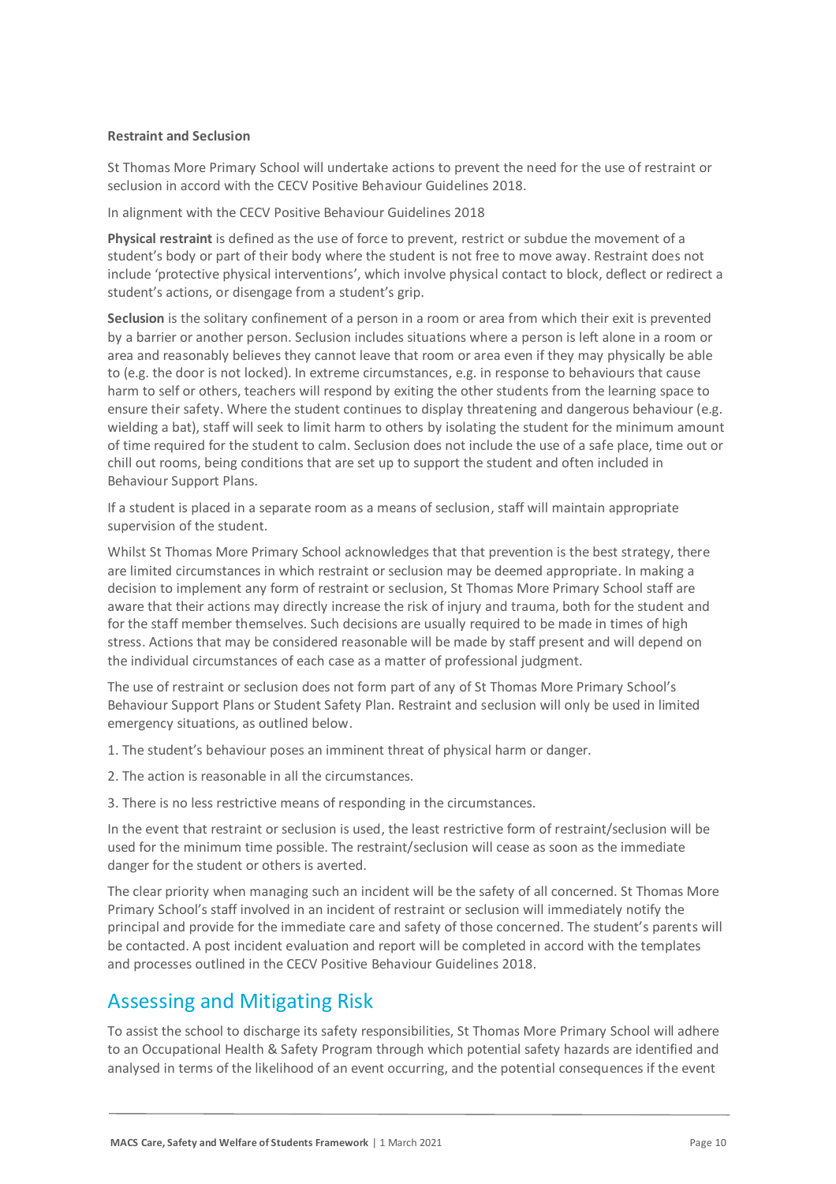**Restraint and Seclusion**

St Thomas More Primary School will undertake actions to prevent the need for the use of restraint or seclusion in accord with the CECV Positive Behaviour Guidelines 2018.

In alignment with the CECV Positive Behaviour Guidelines 2018

**Physical restraint** is defined as the use of force to prevent, restrict or subdue the movement of a student's body or part of their body where the student is not free to move away. Restraint does not include 'protective physical interventions', which involve physical contact to block, deflect or redirect a student's actions, or disengage from a student's grip.

**Seclusion** is the solitary confinement of a person in a room or area from which their exit is prevented by a barrier or another person. Seclusion includes situations where a person is left alone in a room or area and reasonably believes they cannot leave that room or area even if they may physically be able to (e.g. the door is not locked). In extreme circumstances, e.g. in response to behaviours that cause harm to self or others, teachers will respond by exiting the other students from the learning space to ensure their safety. Where the student continues to display threatening and dangerous behaviour (e.g. wielding a bat), staff will seek to limit harm to others by isolating the student for the minimum amount of time required for the student to calm. Seclusion does not include the use of a safe place, time out or chill out rooms, being conditions that are set up to support the student and often included in Behaviour Support Plans.

If a student is placed in a separate room as a means of seclusion, staff will maintain appropriate supervision of the student.

Whilst St Thomas More Primary School acknowledges that that prevention is the best strategy, there are limited circumstances in which restraint or seclusion may be deemed appropriate. In making a decision to implement any form of restraint or seclusion, St Thomas More Primary School staff are aware that their actions may directly increase the risk of injury and trauma, both for the student and for the staff member themselves. Such decisions are usually required to be made in times of high stress. Actions that may be considered reasonable will be made by staff present and will depend on the individual circumstances of each case as a matter of professional judgment.

The use of restraint or seclusion does not form part of any of St Thomas More Primary School's Behaviour Support Plans or Student Safety Plan. Restraint and seclusion will only be used in limited emergency situations, as outlined below.

1. The student's behaviour poses an imminent threat of physical harm or danger.
2. The action is reasonable in all the circumstances.
3. There is no less restrictive means of responding in the circumstances.

In the event that restraint or seclusion is used, the least restrictive form of restraint/seclusion will be used for the minimum time possible. The restraint/seclusion will cease as soon as the immediate danger for the student or others is averted.

The clear priority when managing such an incident will be the safety of all concerned. St Thomas More Primary School's staff involved in an incident of restraint or seclusion will immediately notify the principal and provide for the immediate care and safety of those concerned. The student's parents will be contacted. A post incident evaluation and report will be completed in accord with the templates and processes outlined in the CECV Positive Behaviour Guidelines 2018.

## Assessing and Mitigating Risk

To assist the school to discharge its safety responsibilities, St Thomas More Primary School will adhere to an Occupational Health & Safety Program through which potential safety hazards are identified and analysed in terms of the likelihood of an event occurring, and the potential consequences if the event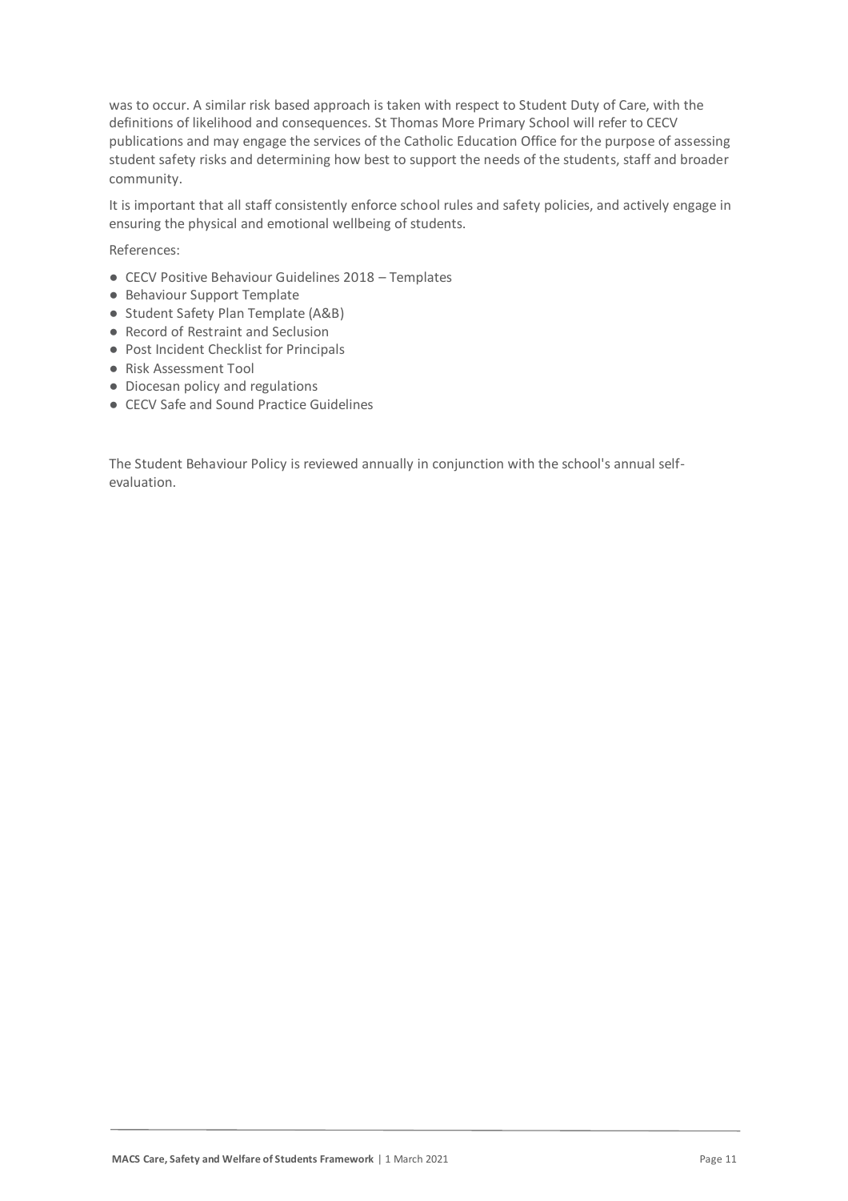was to occur. A similar risk based approach is taken with respect to Student Duty of Care, with the definitions of likelihood and consequences. St Thomas More Primary School will refer to CECV publications and may engage the services of the Catholic Education Office for the purpose of assessing student safety risks and determining how best to support the needs of the students, staff and broader community.

It is important that all staff consistently enforce school rules and safety policies, and actively engage in ensuring the physical and emotional wellbeing of students.

References:

- CECV Positive Behaviour Guidelines 2018 – Templates
- Behaviour Support Template
- Student Safety Plan Template (A&B)
- Record of Restraint and Seclusion
- Post Incident Checklist for Principals
- Risk Assessment Tool
- Diocesan policy and regulations
- CECV Safe and Sound Practice Guidelines

The Student Behaviour Policy is reviewed annually in conjunction with the school's annual self-evaluation.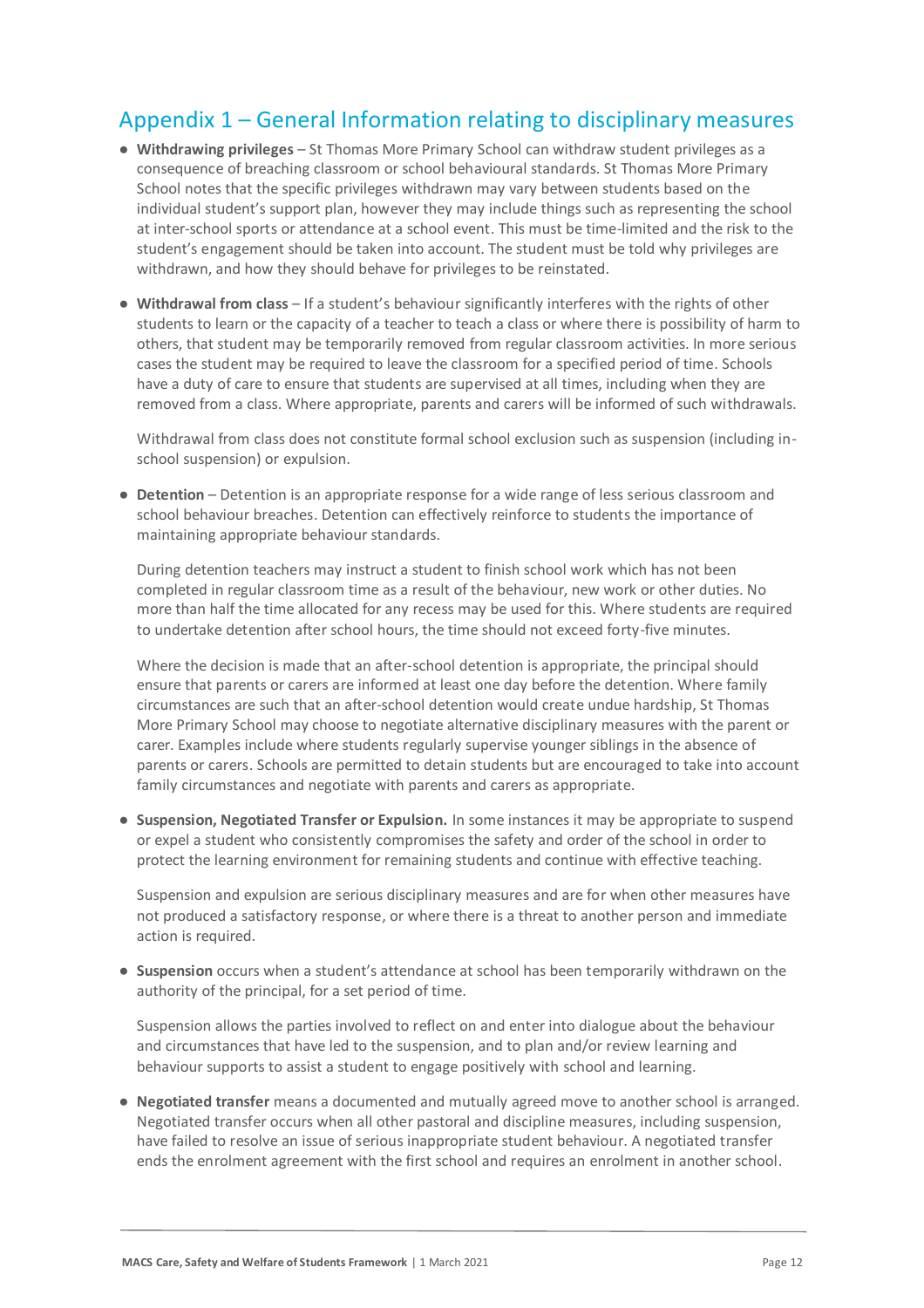## Appendix 1 – General Information relating to disciplinary measures

- **Withdrawing privileges** – St Thomas More Primary School can withdraw student privileges as a consequence of breaching classroom or school behavioural standards. St Thomas More Primary School notes that the specific privileges withdrawn may vary between students based on the individual student's support plan, however they may include things such as representing the school at inter-school sports or attendance at a school event. This must be time-limited and the risk to the student's engagement should be taken into account. The student must be told why privileges are withdrawn, and how they should behave for privileges to be reinstated.

- **Withdrawal from class** – If a student's behaviour significantly interferes with the rights of other students to learn or the capacity of a teacher to teach a class or where there is possibility of harm to others, that student may be temporarily removed from regular classroom activities. In more serious cases the student may be required to leave the classroom for a specified period of time. Schools have a duty of care to ensure that students are supervised at all times, including when they are removed from a class. Where appropriate, parents and carers will be informed of such withdrawals.

  Withdrawal from class does not constitute formal school exclusion such as suspension (including in-school suspension) or expulsion.

- **Detention** – Detention is an appropriate response for a wide range of less serious classroom and school behaviour breaches. Detention can effectively reinforce to students the importance of maintaining appropriate behaviour standards.

  During detention teachers may instruct a student to finish school work which has not been completed in regular classroom time as a result of the behaviour, new work or other duties. No more than half the time allocated for any recess may be used for this. Where students are required to undertake detention after school hours, the time should not exceed forty-five minutes.

  Where the decision is made that an after-school detention is appropriate, the principal should ensure that parents or carers are informed at least one day before the detention. Where family circumstances are such that an after-school detention would create undue hardship, St Thomas More Primary School may choose to negotiate alternative disciplinary measures with the parent or carer. Examples include where students regularly supervise younger siblings in the absence of parents or carers. Schools are permitted to detain students but are encouraged to take into account family circumstances and negotiate with parents and carers as appropriate.

- **Suspension, Negotiated Transfer or Expulsion.** In some instances it may be appropriate to suspend or expel a student who consistently compromises the safety and order of the school in order to protect the learning environment for remaining students and continue with effective teaching.

  Suspension and expulsion are serious disciplinary measures and are for when other measures have not produced a satisfactory response, or where there is a threat to another person and immediate action is required.

- **Suspension** occurs when a student's attendance at school has been temporarily withdrawn on the authority of the principal, for a set period of time.

  Suspension allows the parties involved to reflect on and enter into dialogue about the behaviour and circumstances that have led to the suspension, and to plan and/or review learning and behaviour supports to assist a student to engage positively with school and learning.

- **Negotiated transfer** means a documented and mutually agreed move to another school is arranged. Negotiated transfer occurs when all other pastoral and discipline measures, including suspension, have failed to resolve an issue of serious inappropriate student behaviour. A negotiated transfer ends the enrolment agreement with the first school and requires an enrolment in another school.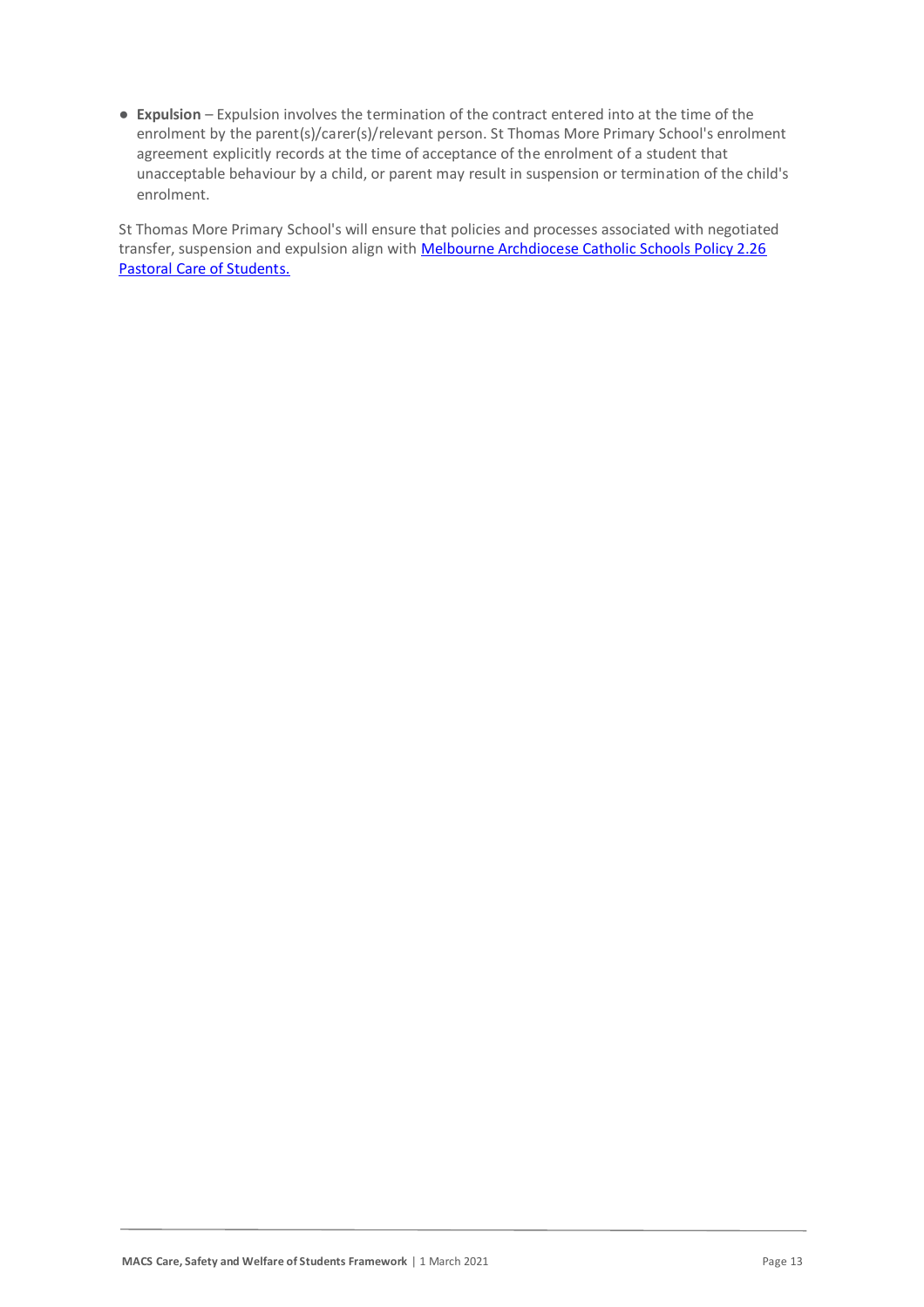- **Expulsion** – Expulsion involves the termination of the contract entered into at the time of the enrolment by the parent(s)/carer(s)/relevant person. St Thomas More Primary School's enrolment agreement explicitly records at the time of acceptance of the enrolment of a student that unacceptable behaviour by a child, or parent may result in suspension or termination of the child's enrolment.

St Thomas More Primary School's will ensure that policies and processes associated with negotiated transfer, suspension and expulsion align with [Melbourne Archdiocese Catholic Schools Policy 2.26 Pastoral Care of Students.]()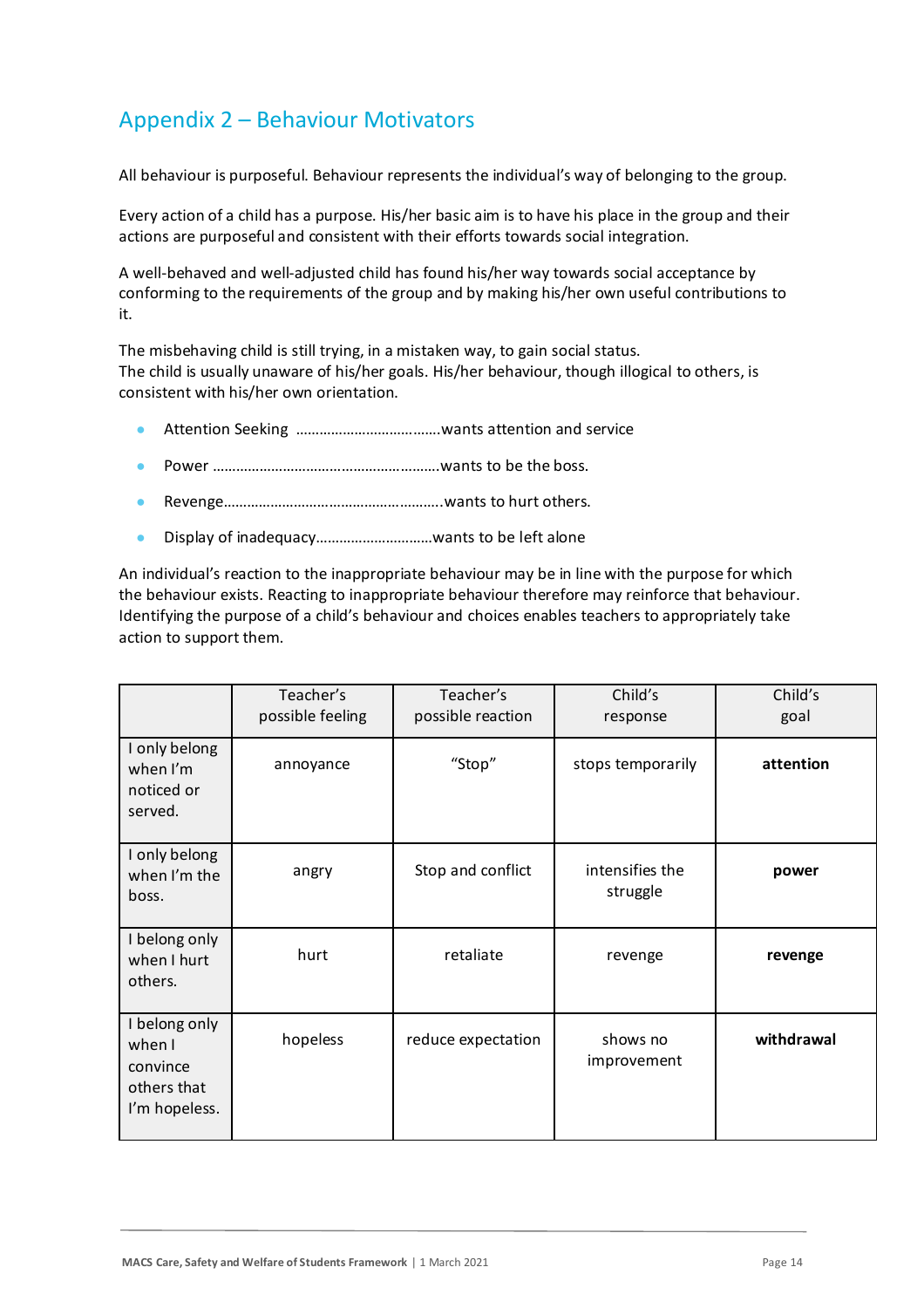## Appendix 2 – Behaviour Motivators

All behaviour is purposeful. Behaviour represents the individual's way of belonging to the group.

Every action of a child has a purpose. His/her basic aim is to have his place in the group and their actions are purposeful and consistent with their efforts towards social integration.

A well-behaved and well-adjusted child has found his/her way towards social acceptance by conforming to the requirements of the group and by making his/her own useful contributions to it.

The misbehaving child is still trying, in a mistaken way, to gain social status.
The child is usually unaware of his/her goals. His/her behaviour, though illogical to others, is consistent with his/her own orientation.

- Attention Seeking ……………………………….wants attention and service
- Power ………………………………………………….wants to be the boss.
- Revenge………………………………………………..wants to hurt others.
- Display of inadequacy………………………..wants to be left alone

An individual's reaction to the inappropriate behaviour may be in line with the purpose for which the behaviour exists. Reacting to inappropriate behaviour therefore may reinforce that behaviour. Identifying the purpose of a child's behaviour and choices enables teachers to appropriately take action to support them.

| | Teacher's possible feeling | Teacher's possible reaction | Child's response | Child's goal |
|---|---|---|---|---|
| I only belong when I'm noticed or served. | annoyance | "Stop" | stops temporarily | **attention** |
| I only belong when I'm the boss. | angry | Stop and conflict | intensifies the struggle | **power** |
| I belong only when I hurt others. | hurt | retaliate | revenge | **revenge** |
| I belong only when I convince others that I'm hopeless. | hopeless | reduce expectation | shows no improvement | **withdrawal** |